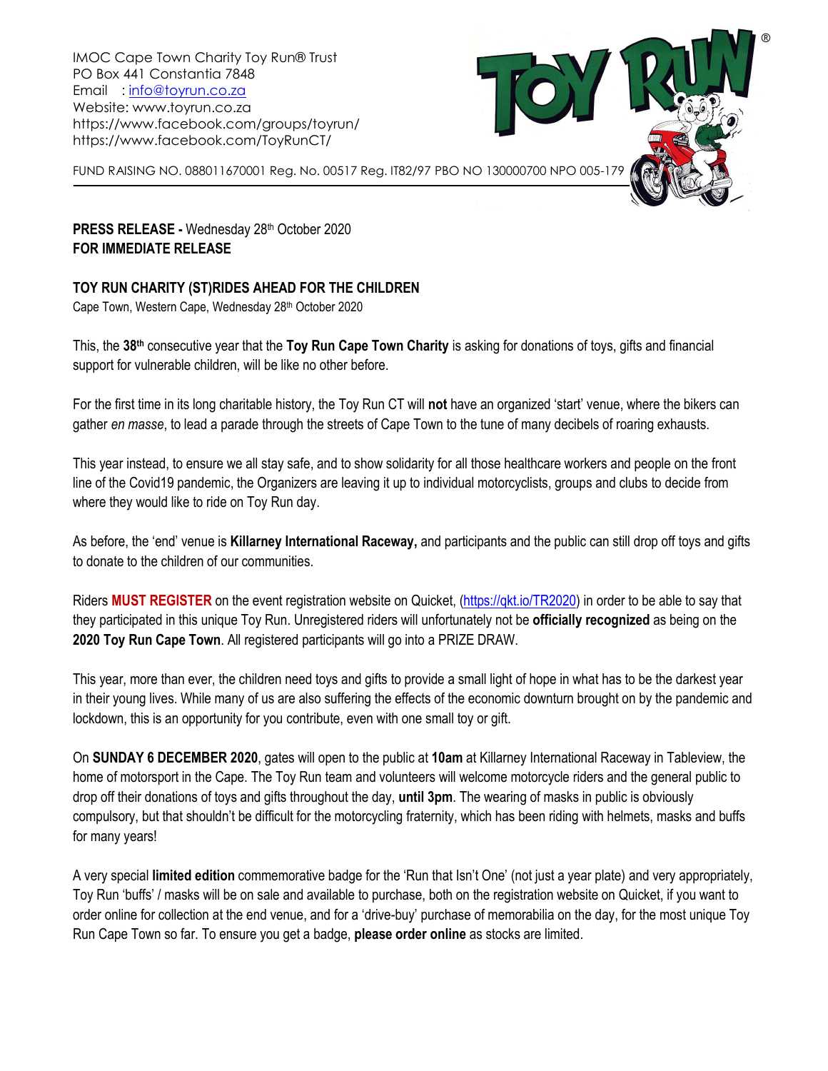IMOC Cape Town Charity Toy Run® Trust
PO Box 441 Constantia 7848
Email : info@toyrun.co.za
Website: www.toyrun.co.za
https://www.facebook.com/groups/toyrun/
https://www.facebook.com/ToyRunCT/

FUND RAISING NO. 088011670001 Reg. No. 00517 Reg. IT82/97 PBO NO 130000700 NPO 005-179

**PRESS RELEASE -** Wednesday 28th October 2020
**FOR IMMEDIATE RELEASE**

## TOY RUN CHARITY (ST)RIDES AHEAD FOR THE CHILDREN

Cape Town, Western Cape, Wednesday 28th October 2020

This, the **38th** consecutive year that the **Toy Run Cape Town Charity** is asking for donations of toys, gifts and financial support for vulnerable children, will be like no other before.

For the first time in its long charitable history, the Toy Run CT will **not** have an organized 'start' venue, where the bikers can gather *en masse*, to lead a parade through the streets of Cape Town to the tune of many decibels of roaring exhausts.

This year instead, to ensure we all stay safe, and to show solidarity for all those healthcare workers and people on the front line of the Covid19 pandemic, the Organizers are leaving it up to individual motorcyclists, groups and clubs to decide from where they would like to ride on Toy Run day.

As before, the 'end' venue is **Killarney International Raceway,** and participants and the public can still drop off toys and gifts to donate to the children of our communities.

Riders **MUST REGISTER** on the event registration website on Quicket, (https://qkt.io/TR2020) in order to be able to say that they participated in this unique Toy Run. Unregistered riders will unfortunately not be **officially recognized** as being on the **2020 Toy Run Cape Town**. All registered participants will go into a PRIZE DRAW.

This year, more than ever, the children need toys and gifts to provide a small light of hope in what has to be the darkest year in their young lives. While many of us are also suffering the effects of the economic downturn brought on by the pandemic and lockdown, this is an opportunity for you contribute, even with one small toy or gift.

On **SUNDAY 6 DECEMBER 2020**, gates will open to the public at **10am** at Killarney International Raceway in Tableview, the home of motorsport in the Cape. The Toy Run team and volunteers will welcome motorcycle riders and the general public to drop off their donations of toys and gifts throughout the day, **until 3pm**. The wearing of masks in public is obviously compulsory, but that shouldn't be difficult for the motorcycling fraternity, which has been riding with helmets, masks and buffs for many years!

A very special **limited edition** commemorative badge for the 'Run that Isn't One' (not just a year plate) and very appropriately, Toy Run 'buffs' / masks will be on sale and available to purchase, both on the registration website on Quicket, if you want to order online for collection at the end venue, and for a 'drive-buy' purchase of memorabilia on the day, for the most unique Toy Run Cape Town so far. To ensure you get a badge, **please order online** as stocks are limited.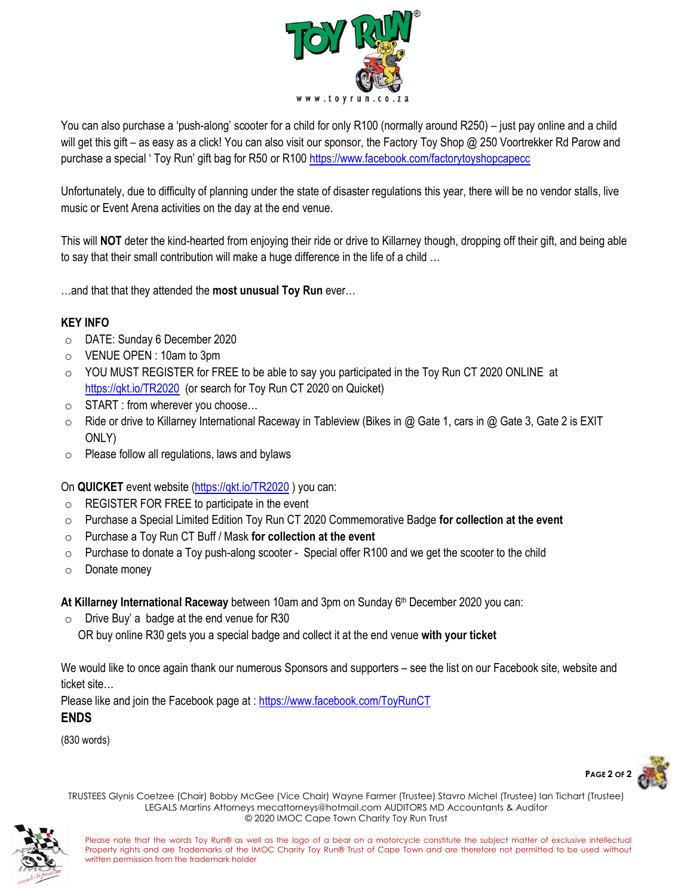You can also purchase a 'push-along' scooter for a child for only R100 (normally around R250) – just pay online and a child will get this gift – as easy as a click! You can also visit our sponsor, the Factory Toy Shop @ 250 Voortrekker Rd Parow and purchase a special ' Toy Run' gift bag for R50 or R100 https://www.facebook.com/factorytoyshopcapecc

Unfortunately, due to difficulty of planning under the state of disaster regulations this year, there will be no vendor stalls, live music or Event Arena activities on the day at the end venue.

This will **NOT** deter the kind-hearted from enjoying their ride or drive to Killarney though, dropping off their gift, and being able to say that their small contribution will make a huge difference in the life of a child …

…and that that they attended the **most unusual Toy Run** ever…

**KEY INFO**

- DATE: Sunday 6 December 2020
- VENUE OPEN : 10am to 3pm
- YOU MUST REGISTER for FREE to be able to say you participated in the Toy Run CT 2020 ONLINE at https://qkt.io/TR2020 (or search for Toy Run CT 2020 on Quicket)
- START : from wherever you choose…
- Ride or drive to Killarney International Raceway in Tableview (Bikes in @ Gate 1, cars in @ Gate 3, Gate 2 is EXIT ONLY)
- Please follow all regulations, laws and bylaws

On **QUICKET** event website (https://qkt.io/TR2020 ) you can:

- REGISTER FOR FREE to participate in the event
- Purchase a Special Limited Edition Toy Run CT 2020 Commemorative Badge **for collection at the event**
- Purchase a Toy Run CT Buff / Mask **for collection at the event**
- Purchase to donate a Toy push-along scooter - Special offer R100 and we get the scooter to the child
- Donate money

**At Killarney International Raceway** between 10am and 3pm on Sunday 6th December 2020 you can:

- Drive Buy' a badge at the end venue for R30

  OR buy online R30 gets you a special badge and collect it at the end venue **with your ticket**

We would like to once again thank our numerous Sponsors and supporters – see the list on our Facebook site, website and ticket site…

Please like and join the Facebook page at : https://www.facebook.com/ToyRunCT

**ENDS**

(830 words)

TRUSTEES Glynis Coetzee (Chair) Bobby McGee (Vice Chair) Wayne Farmer (Trustee) Stavro Michel (Trustee) Ian Tichart (Trustee)
LEGALS Martins Attorneys mecattorneys@hotmail.com AUDITORS MD Accountants & Auditor
© 2020 IMOC Cape Town Charity Toy Run Trust

Please note that the words Toy Run® as well as the logo of a bear on a motorcycle constitute the subject matter of exclusive intellectual Property rights and are Trademarks of the IMOC Charity Toy Run® Trust of Cape Town and are therefore not permitted to be used without written permission from the trademark holder